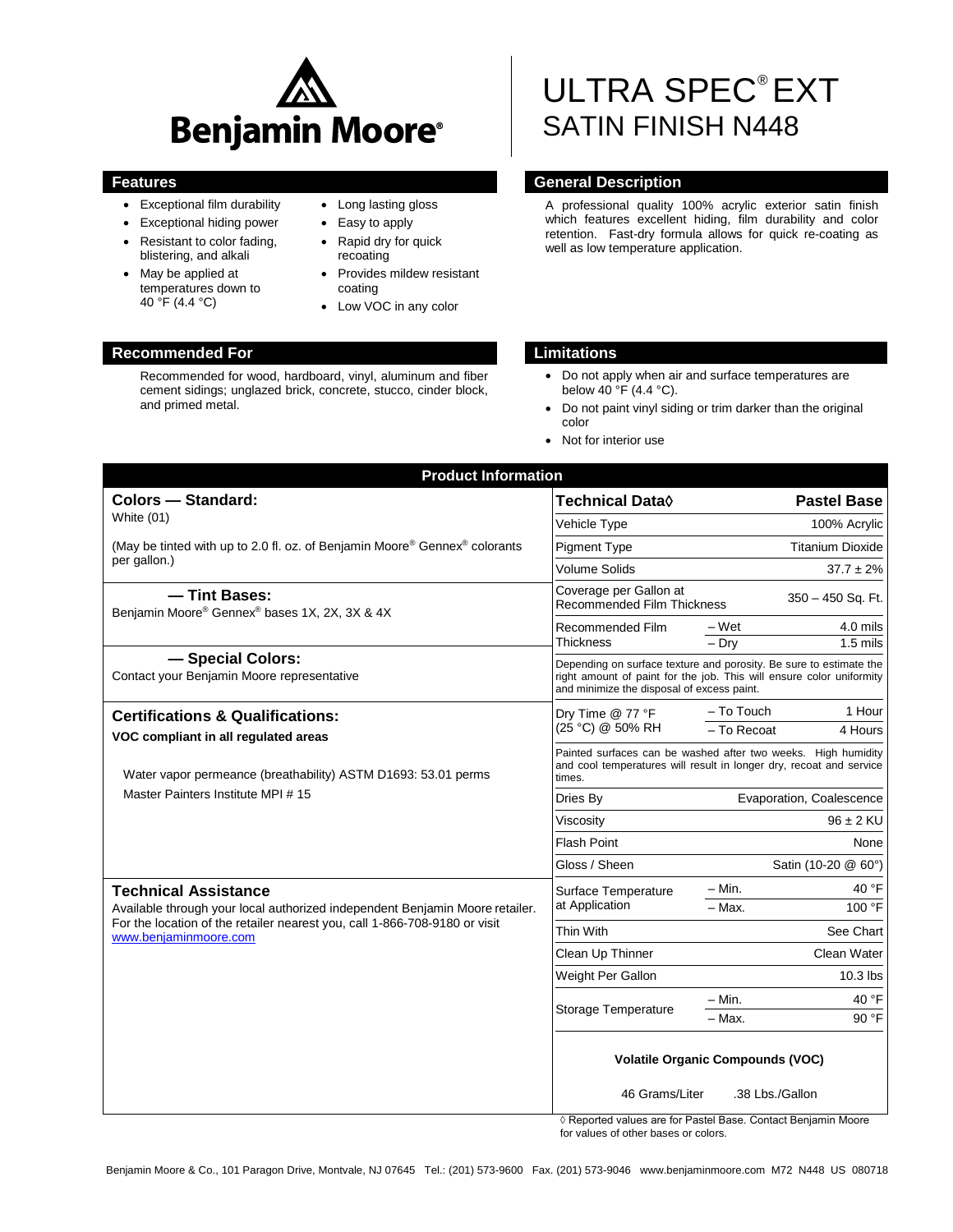Benjamin Moore®

# ULTRA SPEC® EXT
# SATIN FINISH N448

## Features

- Exceptional film durability
- Exceptional hiding power
- Resistant to color fading, blistering, and alkali
- May be applied at temperatures down to 40 °F (4.4 °C)
- Long lasting gloss
- Easy to apply
- Rapid dry for quick recoating
- Provides mildew resistant coating
- Low VOC in any color

## General Description

A professional quality 100% acrylic exterior satin finish which features excellent hiding, film durability and color retention. Fast-dry formula allows for quick re-coating as well as low temperature application.

## Recommended For

Recommended for wood, hardboard, vinyl, aluminum and fiber cement sidings; unglazed brick, concrete, stucco, cinder block, and primed metal.

## Limitations

- Do not apply when air and surface temperatures are below 40 °F (4.4 °C).
- Do not paint vinyl siding or trim darker than the original color
- Not for interior use

## Product Information

### Colors — Standard:

White (01)

(May be tinted with up to 2.0 fl. oz. of Benjamin Moore® Gennex® colorants per gallon.)

### — Tint Bases:

Benjamin Moore® Gennex® bases 1X, 2X, 3X & 4X

### — Special Colors:

Contact your Benjamin Moore representative

### Certifications & Qualifications:

**VOC compliant in all regulated areas**

Water vapor permeance (breathability) ASTM D1693: 53.01 perms

Master Painters Institute MPI # 15

### Technical Assistance

Available through your local authorized independent Benjamin Moore retailer. For the location of the retailer nearest you, call 1-866-708-9180 or visit www.benjaminmoore.com

| Technical Data◊ | | Pastel Base |
|---|---|---|
| Vehicle Type | | 100% Acrylic |
| Pigment Type | | Titanium Dioxide |
| Volume Solids | | 37.7 ± 2% |
| Coverage per Gallon at Recommended Film Thickness | | 350 – 450 Sq. Ft. |
| Recommended Film Thickness | – Wet | 4.0 mils |
| | – Dry | 1.5 mils |
| Depending on surface texture and porosity. Be sure to estimate the right amount of paint for the job. This will ensure color uniformity and minimize the disposal of excess paint. | | |
| Dry Time @ 77 °F (25 °C) @ 50% RH | – To Touch | 1 Hour |
| | – To Recoat | 4 Hours |
| Painted surfaces can be washed after two weeks. High humidity and cool temperatures will result in longer dry, recoat and service times. | | |
| Dries By | | Evaporation, Coalescence |
| Viscosity | | 96 ± 2 KU |
| Flash Point | | None |
| Gloss / Sheen | | Satin (10-20 @ 60°) |
| Surface Temperature at Application | – Min. | 40 °F |
| | – Max. | 100 °F |
| Thin With | | See Chart |
| Clean Up Thinner | | Clean Water |
| Weight Per Gallon | | 10.3 lbs |
| Storage Temperature | – Min. | 40 °F |
| | – Max. | 90 °F |

**Volatile Organic Compounds (VOC)**

46 Grams/Liter .38 Lbs./Gallon

◊ Reported values are for Pastel Base. Contact Benjamin Moore for values of other bases or colors.

Benjamin Moore & Co., 101 Paragon Drive, Montvale, NJ 07645 Tel.: (201) 573-9600 Fax. (201) 573-9046 www.benjaminmoore.com M72 N448 US 080718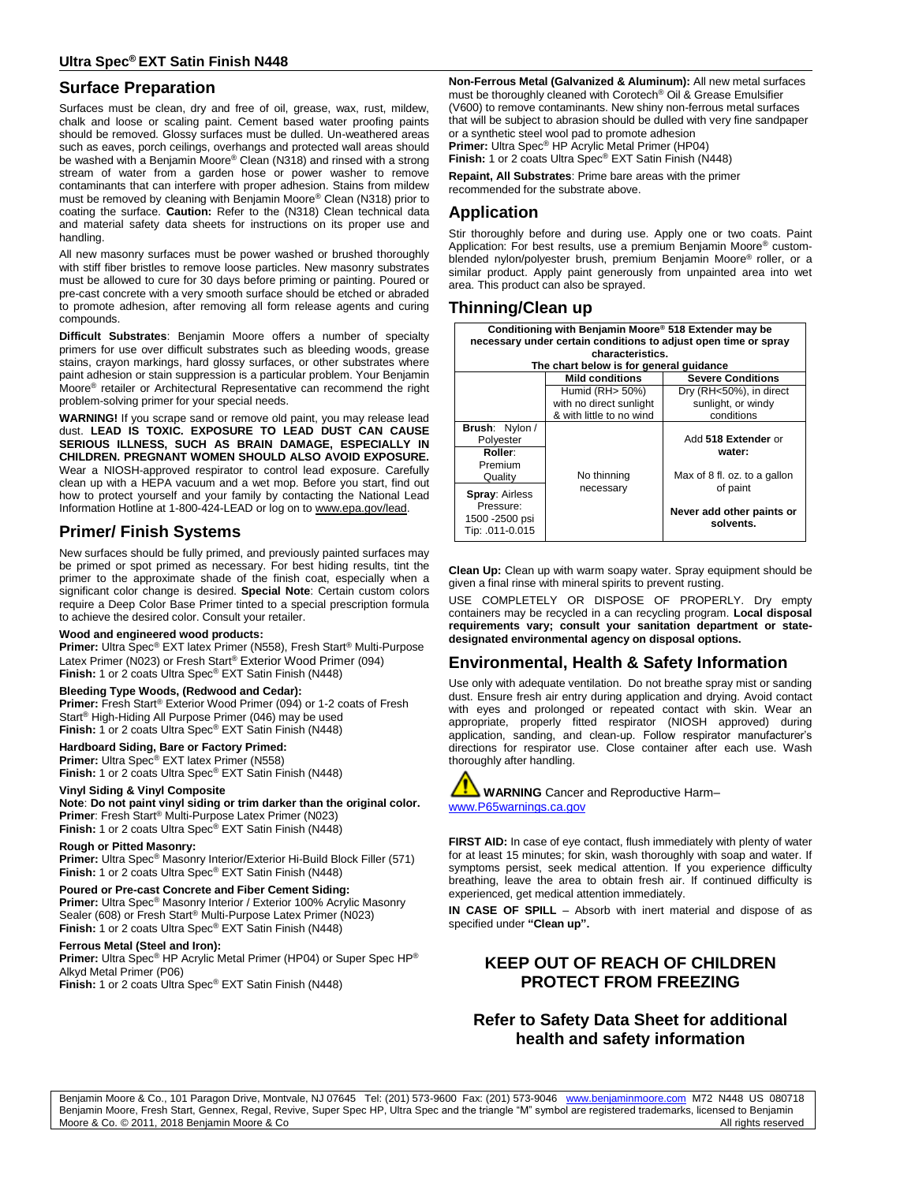## Surface Preparation

Surfaces must be clean, dry and free of oil, grease, wax, rust, mildew, chalk and loose or scaling paint. Cement based water proofing paints should be removed. Glossy surfaces must be dulled. Un-weathered areas such as eaves, porch ceilings, overhangs and protected wall areas should be washed with a Benjamin Moore® Clean (N318) and rinsed with a strong stream of water from a garden hose or power washer to remove contaminants that can interfere with proper adhesion. Stains from mildew must be removed by cleaning with Benjamin Moore® Clean (N318) prior to coating the surface. **Caution:** Refer to the (N318) Clean technical data and material safety data sheets for instructions on its proper use and handling.

All new masonry surfaces must be power washed or brushed thoroughly with stiff fiber bristles to remove loose particles. New masonry substrates must be allowed to cure for 30 days before priming or painting. Poured or pre-cast concrete with a very smooth surface should be etched or abraded to promote adhesion, after removing all form release agents and curing compounds.

**Difficult Substrates**: Benjamin Moore offers a number of specialty primers for use over difficult substrates such as bleeding woods, grease stains, crayon markings, hard glossy surfaces, or other substrates where paint adhesion or stain suppression is a particular problem. Your Benjamin Moore® retailer or Architectural Representative can recommend the right problem-solving primer for your special needs.

**WARNING!** If you scrape sand or remove old paint, you may release lead dust. **LEAD IS TOXIC. EXPOSURE TO LEAD DUST CAN CAUSE SERIOUS ILLNESS, SUCH AS BRAIN DAMAGE, ESPECIALLY IN CHILDREN. PREGNANT WOMEN SHOULD ALSO AVOID EXPOSURE.** Wear a NIOSH-approved respirator to control lead exposure. Carefully clean up with a HEPA vacuum and a wet mop. Before you start, find out how to protect yourself and your family by contacting the National Lead Information Hotline at 1-800-424-LEAD or log on to www.epa.gov/lead.

## Primer/ Finish Systems

New surfaces should be fully primed, and previously painted surfaces may be primed or spot primed as necessary. For best hiding results, tint the primer to the approximate shade of the finish coat, especially when a significant color change is desired. **Special Note**: Certain custom colors require a Deep Color Base Primer tinted to a special prescription formula to achieve the desired color. Consult your retailer.

**Wood and engineered wood products:**
**Primer:** Ultra Spec® EXT latex Primer (N558), Fresh Start® Multi-Purpose Latex Primer (N023) or Fresh Start® Exterior Wood Primer (094)
**Finish:** 1 or 2 coats Ultra Spec® EXT Satin Finish (N448)

**Bleeding Type Woods, (Redwood and Cedar):**
**Primer:** Fresh Start® Exterior Wood Primer (094) or 1-2 coats of Fresh Start® High-Hiding All Purpose Primer (046) may be used
**Finish:** 1 or 2 coats Ultra Spec® EXT Satin Finish (N448)

**Hardboard Siding, Bare or Factory Primed:**
**Primer:** Ultra Spec® EXT latex Primer (N558)
**Finish:** 1 or 2 coats Ultra Spec® EXT Satin Finish (N448)

**Vinyl Siding & Vinyl Composite**
**Note**: **Do not paint vinyl siding or trim darker than the original color.**
**Primer**: Fresh Start® Multi-Purpose Latex Primer (N023)
**Finish:** 1 or 2 coats Ultra Spec® EXT Satin Finish (N448)

**Rough or Pitted Masonry:**
**Primer:** Ultra Spec® Masonry Interior/Exterior Hi-Build Block Filler (571)
**Finish:** 1 or 2 coats Ultra Spec® EXT Satin Finish (N448)

**Poured or Pre-cast Concrete and Fiber Cement Siding:**
**Primer:** Ultra Spec® Masonry Interior / Exterior 100% Acrylic Masonry Sealer (608) or Fresh Start® Multi-Purpose Latex Primer (N023)
**Finish:** 1 or 2 coats Ultra Spec® EXT Satin Finish (N448)

**Ferrous Metal (Steel and Iron):**
**Primer:** Ultra Spec® HP Acrylic Metal Primer (HP04) or Super Spec HP® Alkyd Metal Primer (P06)
**Finish:** 1 or 2 coats Ultra Spec® EXT Satin Finish (N448)

**Non-Ferrous Metal (Galvanized & Aluminum):** All new metal surfaces must be thoroughly cleaned with Corotech® Oil & Grease Emulsifier (V600) to remove contaminants. New shiny non-ferrous metal surfaces that will be subject to abrasion should be dulled with very fine sandpaper or a synthetic steel wool pad to promote adhesion
**Primer:** Ultra Spec® HP Acrylic Metal Primer (HP04)
**Finish:** 1 or 2 coats Ultra Spec® EXT Satin Finish (N448)

**Repaint, All Substrates**: Prime bare areas with the primer recommended for the substrate above.

## Application

Stir thoroughly before and during use. Apply one or two coats. Paint Application: For best results, use a premium Benjamin Moore® custom-blended nylon/polyester brush, premium Benjamin Moore® roller, or a similar product. Apply paint generously from unpainted area into wet area. This product can also be sprayed.

## Thinning/Clean up

**Conditioning with Benjamin Moore® 518 Extender may be necessary under certain conditions to adjust open time or spray characteristics.**
**The chart below is for general guidance**

| | Mild conditions | Severe Conditions |
|---|---|---|
| | Humid (RH> 50%) with no direct sunlight & with little to no wind | Dry (RH<50%), in direct sunlight, or windy conditions |
| **Brush**: Nylon / Polyester<br>**Roller**: Premium Quality<br>**Spray**: Airless Pressure: 1500 -2500 psi Tip: .011-0.015 | No thinning necessary | Add **518 Extender** or **water:**<br>Max of 8 fl. oz. to a gallon of paint<br>**Never add other paints or solvents.** |

**Clean Up:** Clean up with warm soapy water. Spray equipment should be given a final rinse with mineral spirits to prevent rusting.

USE COMPLETELY OR DISPOSE OF PROPERLY. Dry empty containers may be recycled in a can recycling program. **Local disposal requirements vary; consult your sanitation department or state-designated environmental agency on disposal options.**

## Environmental, Health & Safety Information

Use only with adequate ventilation. Do not breathe spray mist or sanding dust. Ensure fresh air entry during application and drying. Avoid contact with eyes and prolonged or repeated contact with skin. Wear an appropriate, properly fitted respirator (NIOSH approved) during application, sanding, and clean-up. Follow respirator manufacturer's directions for respirator use. Close container after each use. Wash thoroughly after handling.

**WARNING** Cancer and Reproductive Harm– www.P65warnings.ca.gov

**FIRST AID:** In case of eye contact, flush immediately with plenty of water for at least 15 minutes; for skin, wash thoroughly with soap and water. If symptoms persist, seek medical attention. If you experience difficulty breathing, leave the area to obtain fresh air. If continued difficulty is experienced, get medical attention immediately.

**IN CASE OF SPILL** – Absorb with inert material and dispose of as specified under **"Clean up".**

### KEEP OUT OF REACH OF CHILDREN PROTECT FROM FREEZING

### Refer to Safety Data Sheet for additional health and safety information

Benjamin Moore & Co., 101 Paragon Drive, Montvale, NJ 07645 Tel: (201) 573-9600 Fax: (201) 573-9046 www.benjaminmoore.com M72 N448 US 080718
Benjamin Moore, Fresh Start, Gennex, Regal, Revive, Super Spec HP, Ultra Spec and the triangle "M" symbol are registered trademarks, licensed to Benjamin Moore & Co. © 2011, 2018 Benjamin Moore & Co All rights reserved